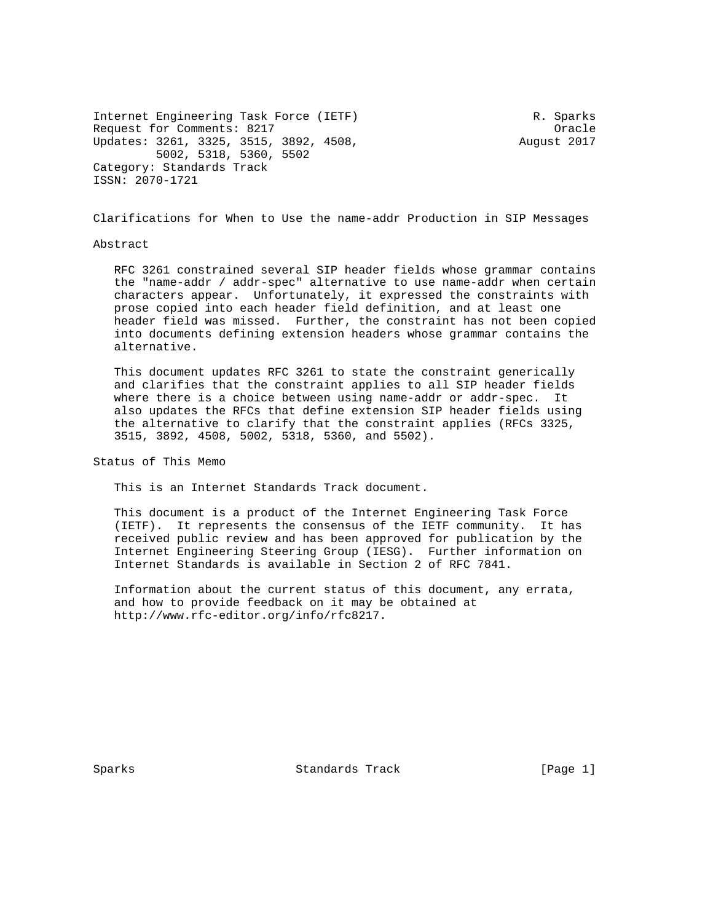Internet Engineering Task Force (IETF) R. Sparks
Request for Comments: 8217 Oracle
Updates: 3261, 3325, 3515, 3892, 4508, 5002, 5318, 5360, 5502 August 2017
Category: Standards Track
ISSN: 2070-1721

# Clarifications for When to Use the name-addr Production in SIP Messages

## Abstract

RFC 3261 constrained several SIP header fields whose grammar contains the "name-addr / addr-spec" alternative to use name-addr when certain characters appear. Unfortunately, it expressed the constraints with prose copied into each header field definition, and at least one header field was missed. Further, the constraint has not been copied into documents defining extension headers whose grammar contains the alternative.

This document updates RFC 3261 to state the constraint generically and clarifies that the constraint applies to all SIP header fields where there is a choice between using name-addr or addr-spec. It also updates the RFCs that define extension SIP header fields using the alternative to clarify that the constraint applies (RFCs 3325, 3515, 3892, 4508, 5002, 5318, 5360, and 5502).

## Status of This Memo

This is an Internet Standards Track document.

This document is a product of the Internet Engineering Task Force (IETF). It represents the consensus of the IETF community. It has received public review and has been approved for publication by the Internet Engineering Steering Group (IESG). Further information on Internet Standards is available in Section 2 of RFC 7841.

Information about the current status of this document, any errata, and how to provide feedback on it may be obtained at http://www.rfc-editor.org/info/rfc8217.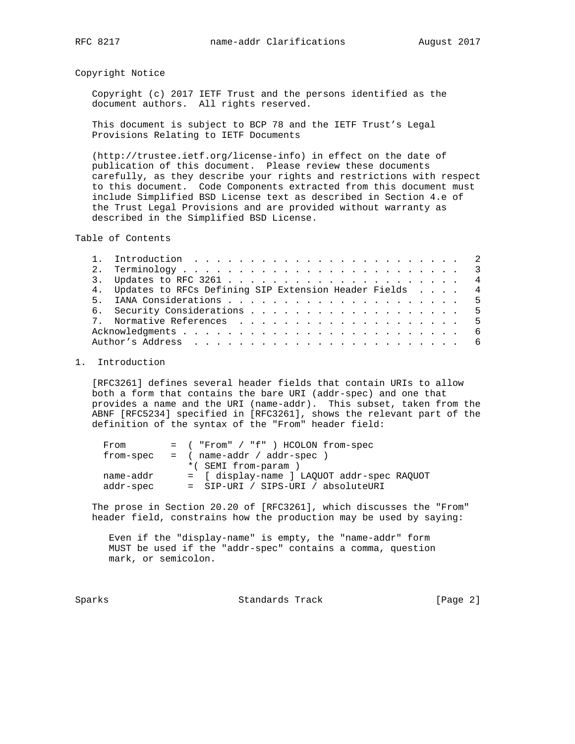## Copyright Notice

Copyright (c) 2017 IETF Trust and the persons identified as the document authors. All rights reserved.

This document is subject to BCP 78 and the IETF Trust's Legal Provisions Relating to IETF Documents

(http://trustee.ietf.org/license-info) in effect on the date of publication of this document. Please review these documents carefully, as they describe your rights and restrictions with respect to this document. Code Components extracted from this document must include Simplified BSD License text as described in Section 4.e of the Trust Legal Provisions and are provided without warranty as described in the Simplified BSD License.

## Table of Contents

```
   1.  Introduction . . . . . . . . . . . . . . . . . . . . . . . .   2
   2.  Terminology  . . . . . . . . . . . . . . . . . . . . . . . .   3
   3.  Updates to RFC 3261  . . . . . . . . . . . . . . . . . . . .   4
   4.  Updates to RFCs Defining SIP Extension Header Fields . . . .   4
   5.  IANA Considerations  . . . . . . . . . . . . . . . . . . . .   5
   6.  Security Considerations  . . . . . . . . . . . . . . . . . .   5
   7.  Normative References . . . . . . . . . . . . . . . . . . . .   5
   Acknowledgments  . . . . . . . . . . . . . . . . . . . . . . . .   6
   Author's Address . . . . . . . . . . . . . . . . . . . . . . . .   6
```

## 1. Introduction

[RFC3261] defines several header fields that contain URIs to allow both a form that contains the bare URI (addr-spec) and one that provides a name and the URI (name-addr). This subset, taken from the ABNF [RFC5234] specified in [RFC3261], shows the relevant part of the definition of the syntax of the "From" header field:

```
From        =  ( "From" / "f" ) HCOLON from-spec
from-spec   =  ( name-addr / addr-spec )
               *( SEMI from-param )
name-addr      =  [ display-name ] LAQUOT addr-spec RAQUOT
addr-spec      =  SIP-URI / SIPS-URI / absoluteURI
```

The prose in Section 20.20 of [RFC3261], which discusses the "From" header field, constrains how the production may be used by saying:

> Even if the "display-name" is empty, the "name-addr" form MUST be used if the "addr-spec" contains a comma, question mark, or semicolon.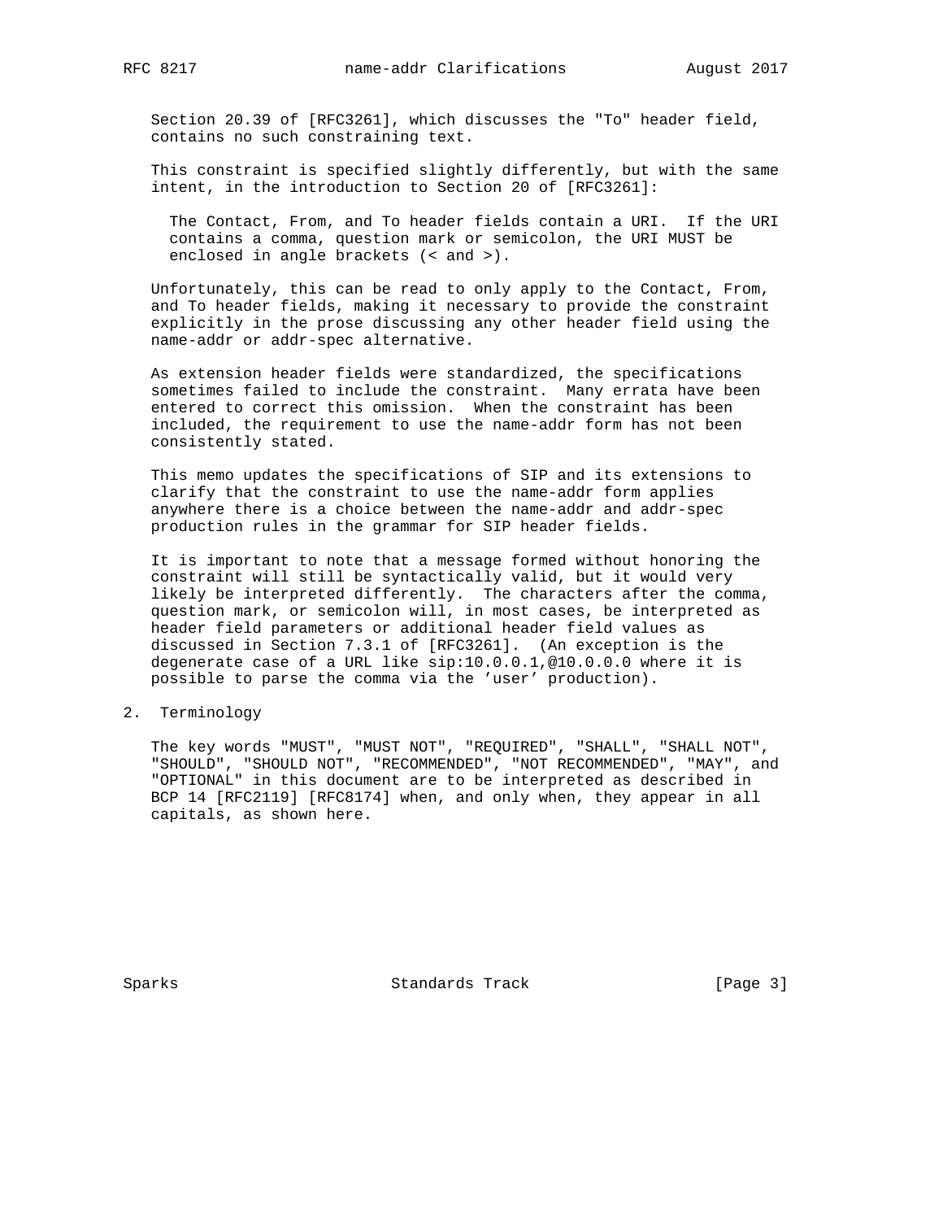Section 20.39 of [RFC3261], which discusses the "To" header field, contains no such constraining text.

This constraint is specified slightly differently, but with the same intent, in the introduction to Section 20 of [RFC3261]:

> The Contact, From, and To header fields contain a URI. If the URI contains a comma, question mark or semicolon, the URI MUST be enclosed in angle brackets (< and >).

Unfortunately, this can be read to only apply to the Contact, From, and To header fields, making it necessary to provide the constraint explicitly in the prose discussing any other header field using the name-addr or addr-spec alternative.

As extension header fields were standardized, the specifications sometimes failed to include the constraint. Many errata have been entered to correct this omission. When the constraint has been included, the requirement to use the name-addr form has not been consistently stated.

This memo updates the specifications of SIP and its extensions to clarify that the constraint to use the name-addr form applies anywhere there is a choice between the name-addr and addr-spec production rules in the grammar for SIP header fields.

It is important to note that a message formed without honoring the constraint will still be syntactically valid, but it would very likely be interpreted differently. The characters after the comma, question mark, or semicolon will, in most cases, be interpreted as header field parameters or additional header field values as discussed in Section 7.3.1 of [RFC3261]. (An exception is the degenerate case of a URL like sip:10.0.0.1,@10.0.0.0 where it is possible to parse the comma via the 'user' production).

## 2. Terminology

The key words "MUST", "MUST NOT", "REQUIRED", "SHALL", "SHALL NOT", "SHOULD", "SHOULD NOT", "RECOMMENDED", "NOT RECOMMENDED", "MAY", and "OPTIONAL" in this document are to be interpreted as described in BCP 14 [RFC2119] [RFC8174] when, and only when, they appear in all capitals, as shown here.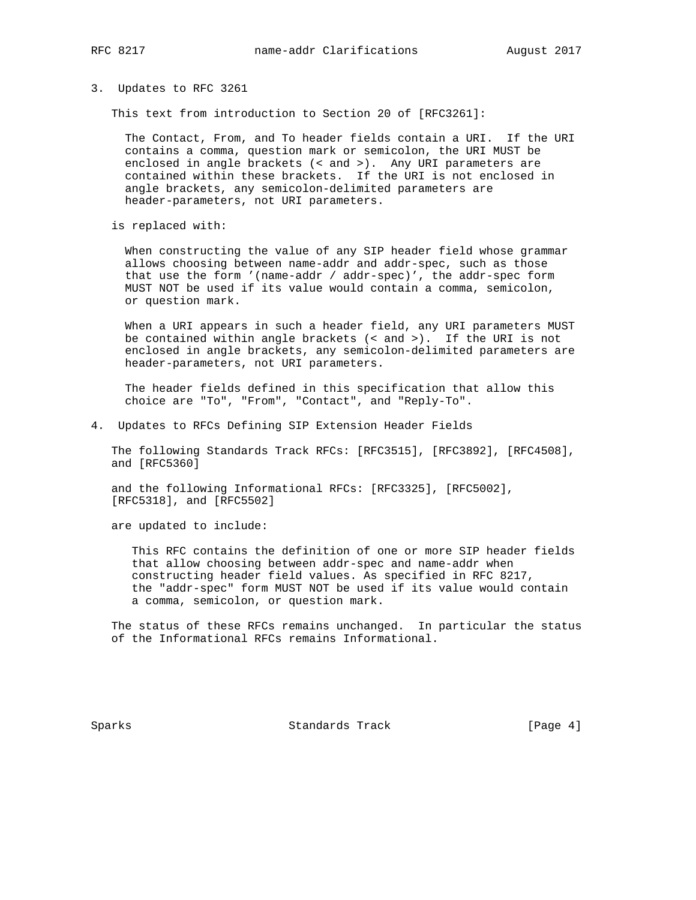## 3. Updates to RFC 3261

This text from introduction to Section 20 of [RFC3261]:

> The Contact, From, and To header fields contain a URI. If the URI contains a comma, question mark or semicolon, the URI MUST be enclosed in angle brackets (< and >). Any URI parameters are contained within these brackets. If the URI is not enclosed in angle brackets, any semicolon-delimited parameters are header-parameters, not URI parameters.

is replaced with:

> When constructing the value of any SIP header field whose grammar allows choosing between name-addr and addr-spec, such as those that use the form '(name-addr / addr-spec)', the addr-spec form MUST NOT be used if its value would contain a comma, semicolon, or question mark.
>
> When a URI appears in such a header field, any URI parameters MUST be contained within angle brackets (< and >). If the URI is not enclosed in angle brackets, any semicolon-delimited parameters are header-parameters, not URI parameters.
>
> The header fields defined in this specification that allow this choice are "To", "From", "Contact", and "Reply-To".

## 4. Updates to RFCs Defining SIP Extension Header Fields

The following Standards Track RFCs: [RFC3515], [RFC3892], [RFC4508], and [RFC5360]

and the following Informational RFCs: [RFC3325], [RFC5002], [RFC5318], and [RFC5502]

are updated to include:

> This RFC contains the definition of one or more SIP header fields that allow choosing between addr-spec and name-addr when constructing header field values. As specified in RFC 8217, the "addr-spec" form MUST NOT be used if its value would contain a comma, semicolon, or question mark.

The status of these RFCs remains unchanged. In particular the status of the Informational RFCs remains Informational.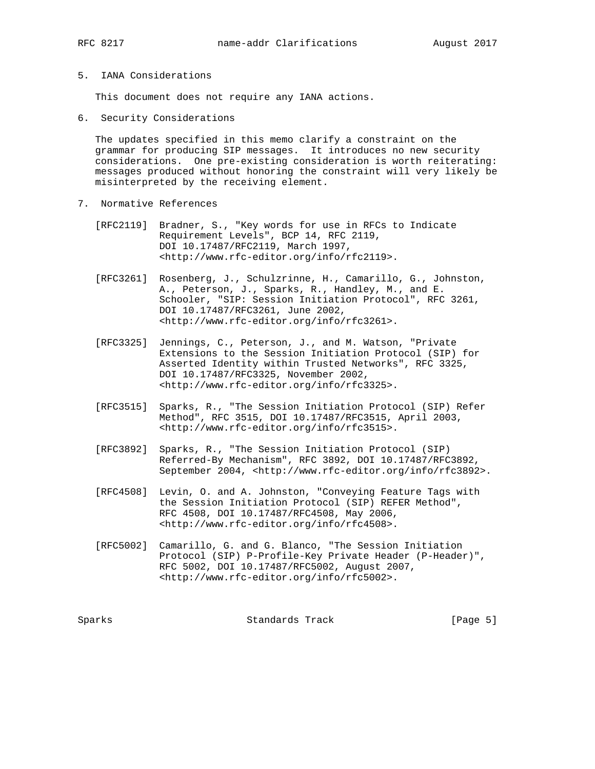## 5. IANA Considerations

This document does not require any IANA actions.

## 6. Security Considerations

The updates specified in this memo clarify a constraint on the grammar for producing SIP messages. It introduces no new security considerations. One pre-existing consideration is worth reiterating: messages produced without honoring the constraint will very likely be misinterpreted by the receiving element.

## 7. Normative References

[RFC2119] Bradner, S., "Key words for use in RFCs to Indicate Requirement Levels", BCP 14, RFC 2119, DOI 10.17487/RFC2119, March 1997, <http://www.rfc-editor.org/info/rfc2119>.

[RFC3261] Rosenberg, J., Schulzrinne, H., Camarillo, G., Johnston, A., Peterson, J., Sparks, R., Handley, M., and E. Schooler, "SIP: Session Initiation Protocol", RFC 3261, DOI 10.17487/RFC3261, June 2002, <http://www.rfc-editor.org/info/rfc3261>.

[RFC3325] Jennings, C., Peterson, J., and M. Watson, "Private Extensions to the Session Initiation Protocol (SIP) for Asserted Identity within Trusted Networks", RFC 3325, DOI 10.17487/RFC3325, November 2002, <http://www.rfc-editor.org/info/rfc3325>.

[RFC3515] Sparks, R., "The Session Initiation Protocol (SIP) Refer Method", RFC 3515, DOI 10.17487/RFC3515, April 2003, <http://www.rfc-editor.org/info/rfc3515>.

[RFC3892] Sparks, R., "The Session Initiation Protocol (SIP) Referred-By Mechanism", RFC 3892, DOI 10.17487/RFC3892, September 2004, <http://www.rfc-editor.org/info/rfc3892>.

[RFC4508] Levin, O. and A. Johnston, "Conveying Feature Tags with the Session Initiation Protocol (SIP) REFER Method", RFC 4508, DOI 10.17487/RFC4508, May 2006, <http://www.rfc-editor.org/info/rfc4508>.

[RFC5002] Camarillo, G. and G. Blanco, "The Session Initiation Protocol (SIP) P-Profile-Key Private Header (P-Header)", RFC 5002, DOI 10.17487/RFC5002, August 2007, <http://www.rfc-editor.org/info/rfc5002>.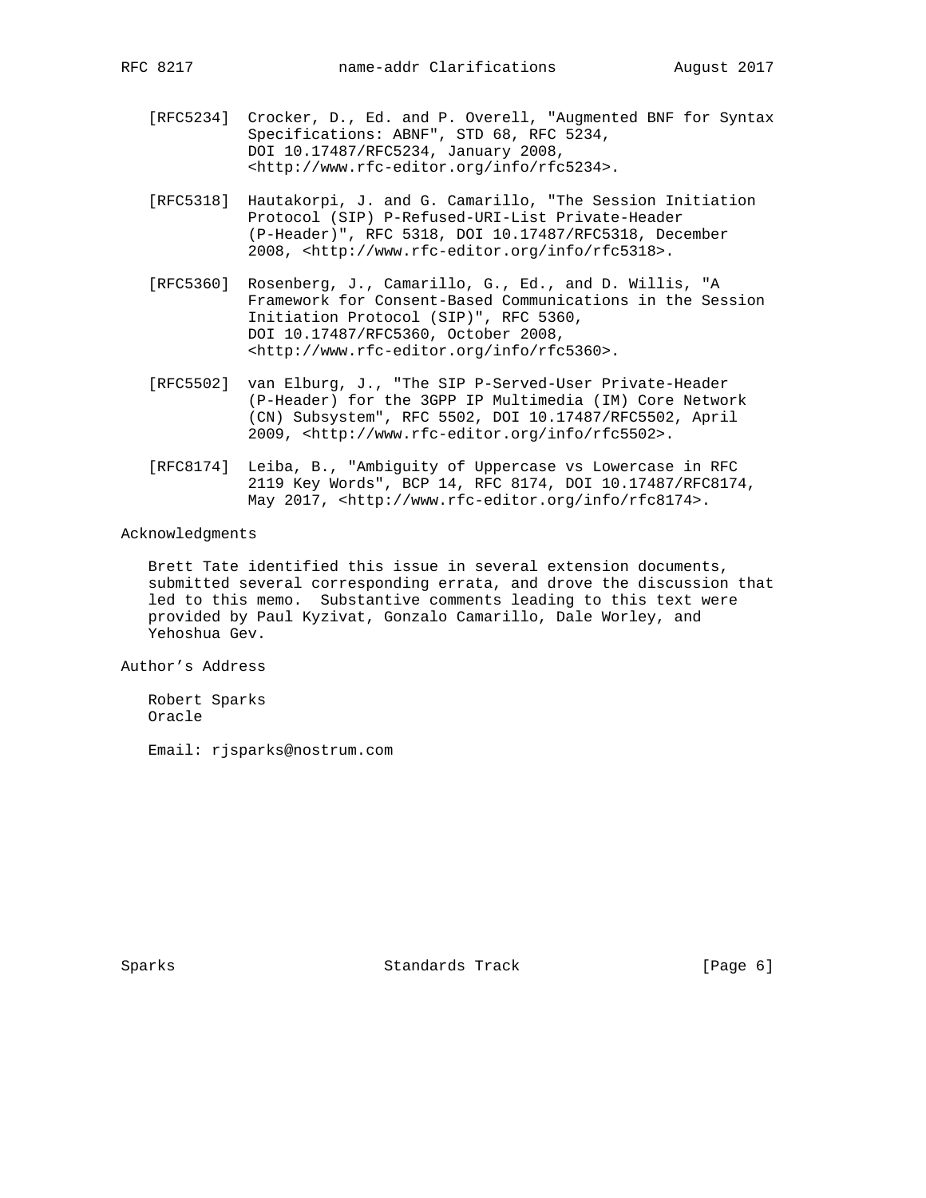[RFC5234] Crocker, D., Ed. and P. Overell, "Augmented BNF for Syntax Specifications: ABNF", STD 68, RFC 5234, DOI 10.17487/RFC5234, January 2008, <http://www.rfc-editor.org/info/rfc5234>.

[RFC5318] Hautakorpi, J. and G. Camarillo, "The Session Initiation Protocol (SIP) P-Refused-URI-List Private-Header (P-Header)", RFC 5318, DOI 10.17487/RFC5318, December 2008, <http://www.rfc-editor.org/info/rfc5318>.

[RFC5360] Rosenberg, J., Camarillo, G., Ed., and D. Willis, "A Framework for Consent-Based Communications in the Session Initiation Protocol (SIP)", RFC 5360, DOI 10.17487/RFC5360, October 2008, <http://www.rfc-editor.org/info/rfc5360>.

[RFC5502] van Elburg, J., "The SIP P-Served-User Private-Header (P-Header) for the 3GPP IP Multimedia (IM) Core Network (CN) Subsystem", RFC 5502, DOI 10.17487/RFC5502, April 2009, <http://www.rfc-editor.org/info/rfc5502>.

[RFC8174] Leiba, B., "Ambiguity of Uppercase vs Lowercase in RFC 2119 Key Words", BCP 14, RFC 8174, DOI 10.17487/RFC8174, May 2017, <http://www.rfc-editor.org/info/rfc8174>.

# Acknowledgments

Brett Tate identified this issue in several extension documents, submitted several corresponding errata, and drove the discussion that led to this memo. Substantive comments leading to this text were provided by Paul Kyzivat, Gonzalo Camarillo, Dale Worley, and Yehoshua Gev.

# Author's Address

Robert Sparks
Oracle

Email: rjsparks@nostrum.com